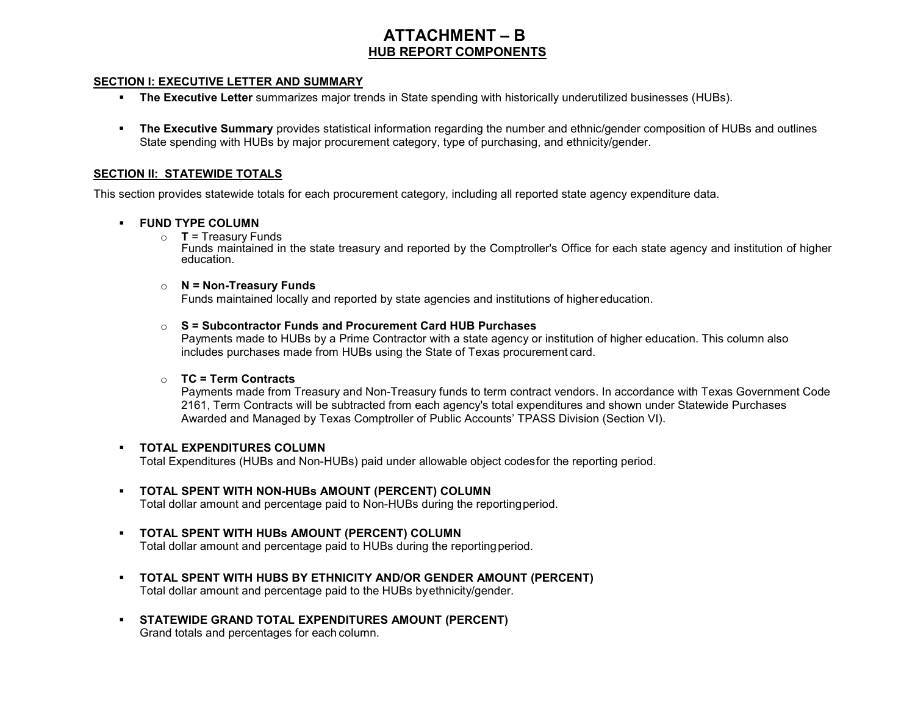# ATTACHMENT – B

## HUB REPORT COMPONENTS

### SECTION I: EXECUTIVE LETTER AND SUMMARY

- **The Executive Letter** summarizes major trends in State spending with historically underutilized businesses (HUBs).

- **The Executive Summary** provides statistical information regarding the number and ethnic/gender composition of HUBs and outlines State spending with HUBs by major procurement category, type of purchasing, and ethnicity/gender.

### SECTION II: STATEWIDE TOTALS

This section provides statewide totals for each procurement category, including all reported state agency expenditure data.

- **FUND TYPE COLUMN**
  - **T** = Treasury Funds
    Funds maintained in the state treasury and reported by the Comptroller's Office for each state agency and institution of higher education.

  - **N = Non-Treasury Funds**
    Funds maintained locally and reported by state agencies and institutions of higher education.

  - **S = Subcontractor Funds and Procurement Card HUB Purchases**
    Payments made to HUBs by a Prime Contractor with a state agency or institution of higher education. This column also includes purchases made from HUBs using the State of Texas procurement card.

  - **TC = Term Contracts**
    Payments made from Treasury and Non-Treasury funds to term contract vendors. In accordance with Texas Government Code 2161, Term Contracts will be subtracted from each agency's total expenditures and shown under Statewide Purchases Awarded and Managed by Texas Comptroller of Public Accounts' TPASS Division (Section VI).

- **TOTAL EXPENDITURES COLUMN**
  Total Expenditures (HUBs and Non-HUBs) paid under allowable object codes for the reporting period.

- **TOTAL SPENT WITH NON-HUBs AMOUNT (PERCENT) COLUMN**
  Total dollar amount and percentage paid to Non-HUBs during the reporting period.

- **TOTAL SPENT WITH HUBs AMOUNT (PERCENT) COLUMN**
  Total dollar amount and percentage paid to HUBs during the reporting period.

- **TOTAL SPENT WITH HUBS BY ETHNICITY AND/OR GENDER AMOUNT (PERCENT)**
  Total dollar amount and percentage paid to the HUBs by ethnicity/gender.

- **STATEWIDE GRAND TOTAL EXPENDITURES AMOUNT (PERCENT)**
  Grand totals and percentages for each column.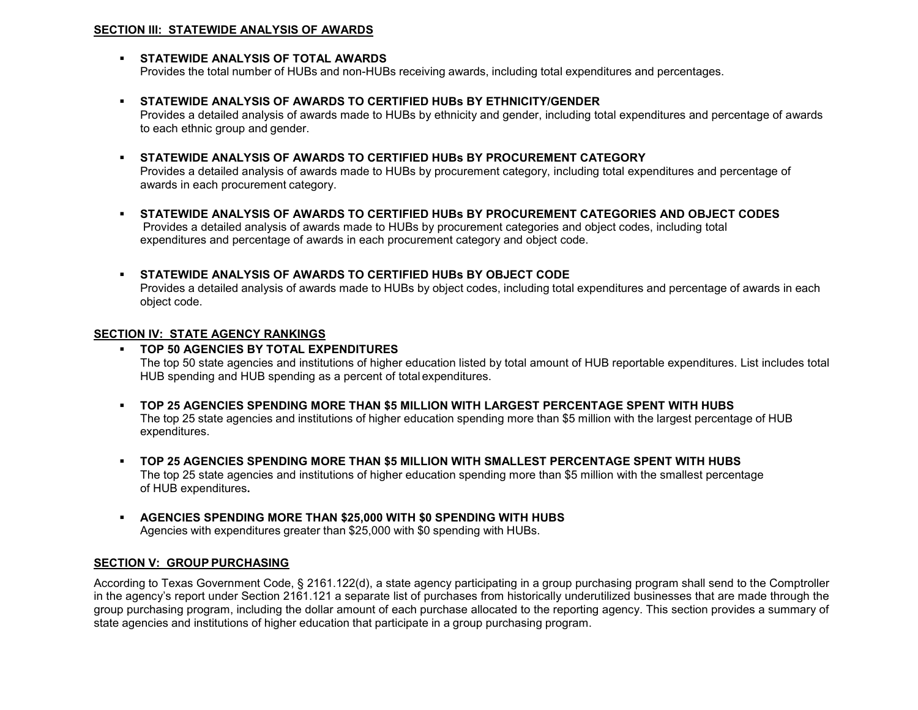**SECTION III: STATEWIDE ANALYSIS OF AWARDS**

- **STATEWIDE ANALYSIS OF TOTAL AWARDS**
  Provides the total number of HUBs and non-HUBs receiving awards, including total expenditures and percentages.

- **STATEWIDE ANALYSIS OF AWARDS TO CERTIFIED HUBs BY ETHNICITY/GENDER**
  Provides a detailed analysis of awards made to HUBs by ethnicity and gender, including total expenditures and percentage of awards to each ethnic group and gender.

- **STATEWIDE ANALYSIS OF AWARDS TO CERTIFIED HUBs BY PROCUREMENT CATEGORY**
  Provides a detailed analysis of awards made to HUBs by procurement category, including total expenditures and percentage of awards in each procurement category.

- **STATEWIDE ANALYSIS OF AWARDS TO CERTIFIED HUBs BY PROCUREMENT CATEGORIES AND OBJECT CODES**
  Provides a detailed analysis of awards made to HUBs by procurement categories and object codes, including total expenditures and percentage of awards in each procurement category and object code.

- **STATEWIDE ANALYSIS OF AWARDS TO CERTIFIED HUBs BY OBJECT CODE**
  Provides a detailed analysis of awards made to HUBs by object codes, including total expenditures and percentage of awards in each object code.

**SECTION IV: STATE AGENCY RANKINGS**

- **TOP 50 AGENCIES BY TOTAL EXPENDITURES**
  The top 50 state agencies and institutions of higher education listed by total amount of HUB reportable expenditures. List includes total HUB spending and HUB spending as a percent of total expenditures.

- **TOP 25 AGENCIES SPENDING MORE THAN $5 MILLION WITH LARGEST PERCENTAGE SPENT WITH HUBS**
  The top 25 state agencies and institutions of higher education spending more than $5 million with the largest percentage of HUB expenditures.

- **TOP 25 AGENCIES SPENDING MORE THAN $5 MILLION WITH SMALLEST PERCENTAGE SPENT WITH HUBS**
  The top 25 state agencies and institutions of higher education spending more than $5 million with the smallest percentage of HUB expenditures**.**

- **AGENCIES SPENDING MORE THAN $25,000 WITH $0 SPENDING WITH HUBS**
  Agencies with expenditures greater than $25,000 with $0 spending with HUBs.

**SECTION V: GROUP PURCHASING**

According to Texas Government Code, § 2161.122(d), a state agency participating in a group purchasing program shall send to the Comptroller in the agency's report under Section 2161.121 a separate list of purchases from historically underutilized businesses that are made through the group purchasing program, including the dollar amount of each purchase allocated to the reporting agency. This section provides a summary of state agencies and institutions of higher education that participate in a group purchasing program.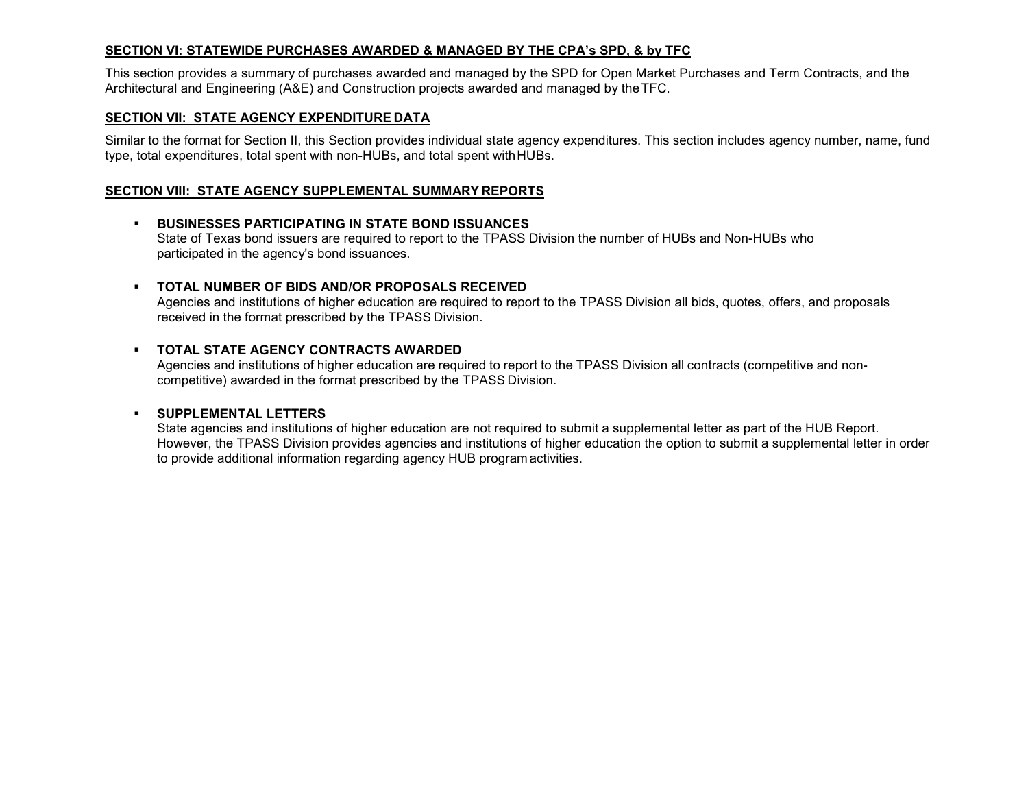**SECTION VI: STATEWIDE PURCHASES AWARDED & MANAGED BY THE CPA's SPD, & by TFC**

This section provides a summary of purchases awarded and managed by the SPD for Open Market Purchases and Term Contracts, and the Architectural and Engineering (A&E) and Construction projects awarded and managed by the TFC.

**SECTION VII: STATE AGENCY EXPENDITURE DATA**

Similar to the format for Section II, this Section provides individual state agency expenditures. This section includes agency number, name, fund type, total expenditures, total spent with non-HUBs, and total spent with HUBs.

**SECTION VIII: STATE AGENCY SUPPLEMENTAL SUMMARY REPORTS**

- **BUSINESSES PARTICIPATING IN STATE BOND ISSUANCES**
  State of Texas bond issuers are required to report to the TPASS Division the number of HUBs and Non-HUBs who participated in the agency's bond issuances.

- **TOTAL NUMBER OF BIDS AND/OR PROPOSALS RECEIVED**
  Agencies and institutions of higher education are required to report to the TPASS Division all bids, quotes, offers, and proposals received in the format prescribed by the TPASS Division.

- **TOTAL STATE AGENCY CONTRACTS AWARDED**
  Agencies and institutions of higher education are required to report to the TPASS Division all contracts (competitive and non-competitive) awarded in the format prescribed by the TPASS Division.

- **SUPPLEMENTAL LETTERS**
  State agencies and institutions of higher education are not required to submit a supplemental letter as part of the HUB Report. However, the TPASS Division provides agencies and institutions of higher education the option to submit a supplemental letter in order to provide additional information regarding agency HUB program activities.